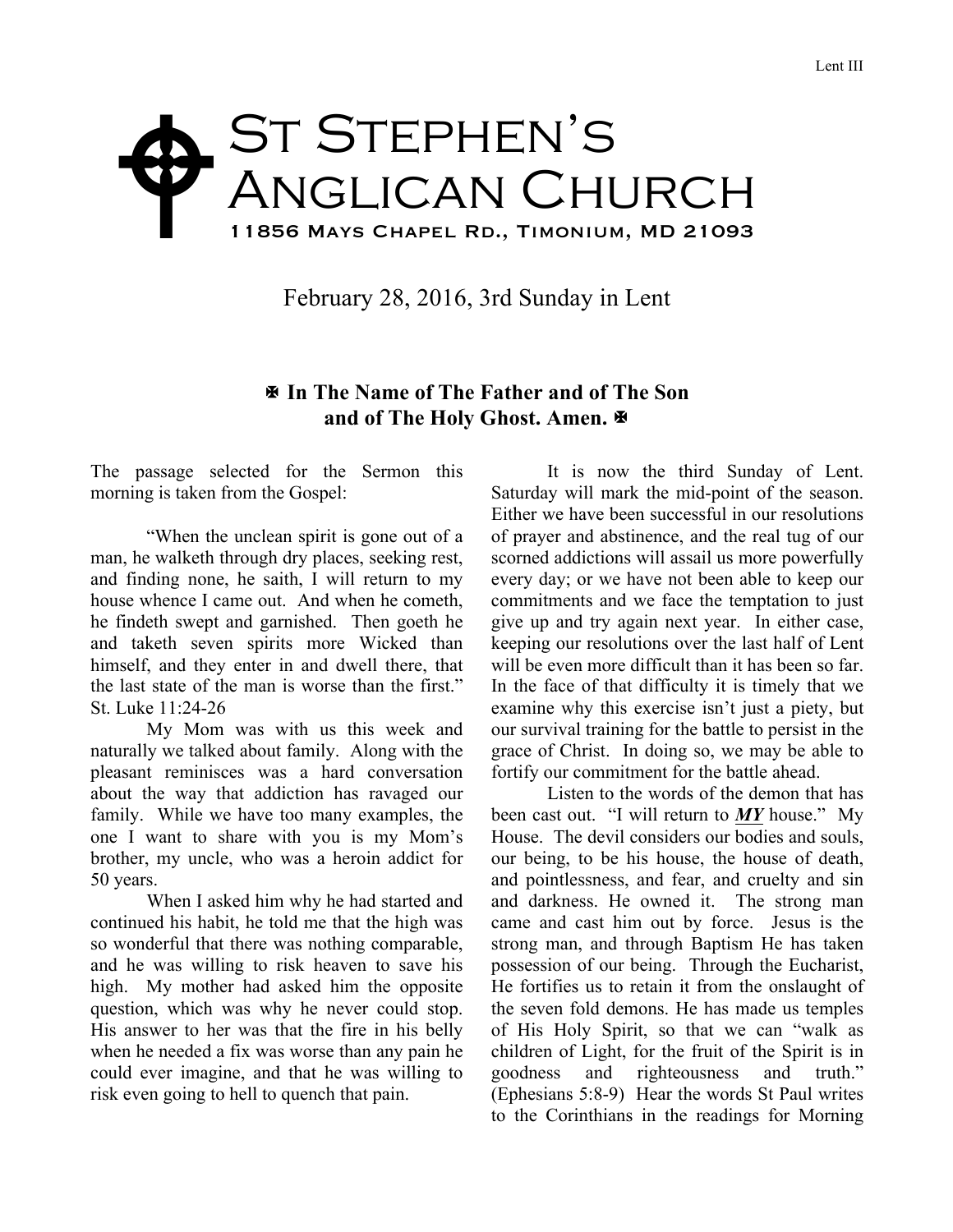# St Stephen's Anglican Church

**11856 Mays Chapel Rd., Timonium, MD 21093**

February 28, 2016, 3rd Sunday in Lent

**✠ In The Name of The Father and of The Son and of The Holy Ghost. Amen. ✠**

The passage selected for the Sermon this morning is taken from the Gospel:

"When the unclean spirit is gone out of a man, he walketh through dry places, seeking rest, and finding none, he saith, I will return to my house whence I came out. And when he cometh, he findeth swept and garnished. Then goeth he and taketh seven spirits more Wicked than himself, and they enter in and dwell there, that the last state of the man is worse than the first." St. Luke 11:24-26

My Mom was with us this week and naturally we talked about family. Along with the pleasant reminisces was a hard conversation about the way that addiction has ravaged our family. While we have too many examples, the one I want to share with you is my Mom's brother, my uncle, who was a heroin addict for 50 years.

When I asked him why he had started and continued his habit, he told me that the high was so wonderful that there was nothing comparable, and he was willing to risk heaven to save his high. My mother had asked him the opposite question, which was why he never could stop. His answer to her was that the fire in his belly when he needed a fix was worse than any pain he could ever imagine, and that he was willing to risk even going to hell to quench that pain.

It is now the third Sunday of Lent. Saturday will mark the mid-point of the season. Either we have been successful in our resolutions of prayer and abstinence, and the real tug of our scorned addictions will assail us more powerfully every day; or we have not been able to keep our commitments and we face the temptation to just give up and try again next year. In either case, keeping our resolutions over the last half of Lent will be even more difficult than it has been so far. In the face of that difficulty it is timely that we examine why this exercise isn't just a piety, but our survival training for the battle to persist in the grace of Christ. In doing so, we may be able to fortify our commitment for the battle ahead.

Listen to the words of the demon that has been cast out. "I will return to ***MY*** house." My House. The devil considers our bodies and souls, our being, to be his house, the house of death, and pointlessness, and fear, and cruelty and sin and darkness. He owned it. The strong man came and cast him out by force. Jesus is the strong man, and through Baptism He has taken possession of our being. Through the Eucharist, He fortifies us to retain it from the onslaught of the seven fold demons. He has made us temples of His Holy Spirit, so that we can "walk as children of Light, for the fruit of the Spirit is in goodness and righteousness and truth." (Ephesians 5:8-9) Hear the words St Paul writes to the Corinthians in the readings for Morning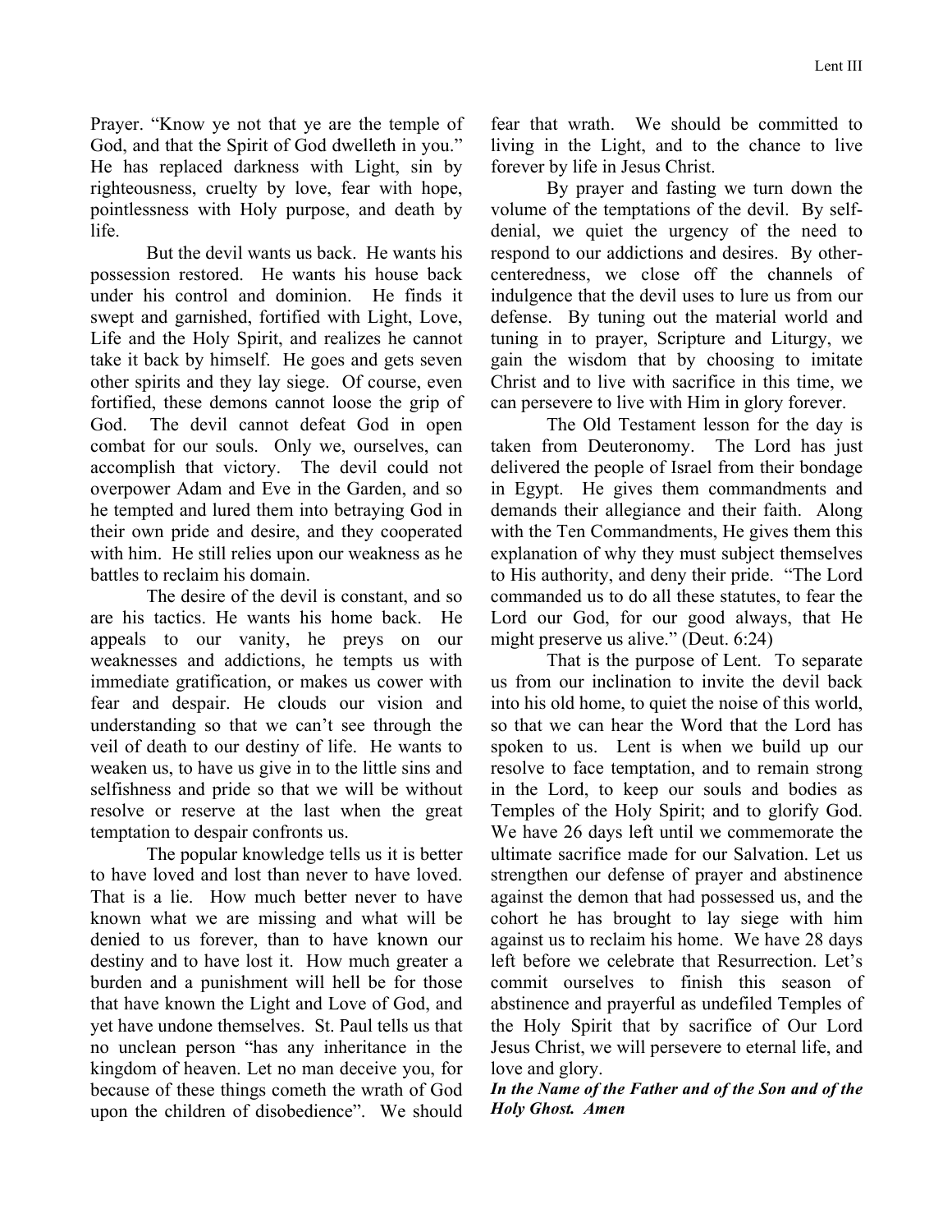Prayer. "Know ye not that ye are the temple of God, and that the Spirit of God dwelleth in you." He has replaced darkness with Light, sin by righteousness, cruelty by love, fear with hope, pointlessness with Holy purpose, and death by life.

But the devil wants us back. He wants his possession restored. He wants his house back under his control and dominion. He finds it swept and garnished, fortified with Light, Love, Life and the Holy Spirit, and realizes he cannot take it back by himself. He goes and gets seven other spirits and they lay siege. Of course, even fortified, these demons cannot loose the grip of God. The devil cannot defeat God in open combat for our souls. Only we, ourselves, can accomplish that victory. The devil could not overpower Adam and Eve in the Garden, and so he tempted and lured them into betraying God in their own pride and desire, and they cooperated with him. He still relies upon our weakness as he battles to reclaim his domain.

The desire of the devil is constant, and so are his tactics. He wants his home back. He appeals to our vanity, he preys on our weaknesses and addictions, he tempts us with immediate gratification, or makes us cower with fear and despair. He clouds our vision and understanding so that we can't see through the veil of death to our destiny of life. He wants to weaken us, to have us give in to the little sins and selfishness and pride so that we will be without resolve or reserve at the last when the great temptation to despair confronts us.

The popular knowledge tells us it is better to have loved and lost than never to have loved. That is a lie. How much better never to have known what we are missing and what will be denied to us forever, than to have known our destiny and to have lost it. How much greater a burden and a punishment will hell be for those that have known the Light and Love of God, and yet have undone themselves. St. Paul tells us that no unclean person "has any inheritance in the kingdom of heaven. Let no man deceive you, for because of these things cometh the wrath of God upon the children of disobedience". We should fear that wrath. We should be committed to living in the Light, and to the chance to live forever by life in Jesus Christ.

By prayer and fasting we turn down the volume of the temptations of the devil. By self-denial, we quiet the urgency of the need to respond to our addictions and desires. By other-centeredness, we close off the channels of indulgence that the devil uses to lure us from our defense. By tuning out the material world and tuning in to prayer, Scripture and Liturgy, we gain the wisdom that by choosing to imitate Christ and to live with sacrifice in this time, we can persevere to live with Him in glory forever.

The Old Testament lesson for the day is taken from Deuteronomy. The Lord has just delivered the people of Israel from their bondage in Egypt. He gives them commandments and demands their allegiance and their faith. Along with the Ten Commandments, He gives them this explanation of why they must subject themselves to His authority, and deny their pride. "The Lord commanded us to do all these statutes, to fear the Lord our God, for our good always, that He might preserve us alive." (Deut. 6:24)

That is the purpose of Lent. To separate us from our inclination to invite the devil back into his old home, to quiet the noise of this world, so that we can hear the Word that the Lord has spoken to us. Lent is when we build up our resolve to face temptation, and to remain strong in the Lord, to keep our souls and bodies as Temples of the Holy Spirit; and to glorify God. We have 26 days left until we commemorate the ultimate sacrifice made for our Salvation. Let us strengthen our defense of prayer and abstinence against the demon that had possessed us, and the cohort he has brought to lay siege with him against us to reclaim his home. We have 28 days left before we celebrate that Resurrection. Let's commit ourselves to finish this season of abstinence and prayerful as undefiled Temples of the Holy Spirit that by sacrifice of Our Lord Jesus Christ, we will persevere to eternal life, and love and glory.

***In the Name of the Father and of the Son and of the Holy Ghost. Amen***